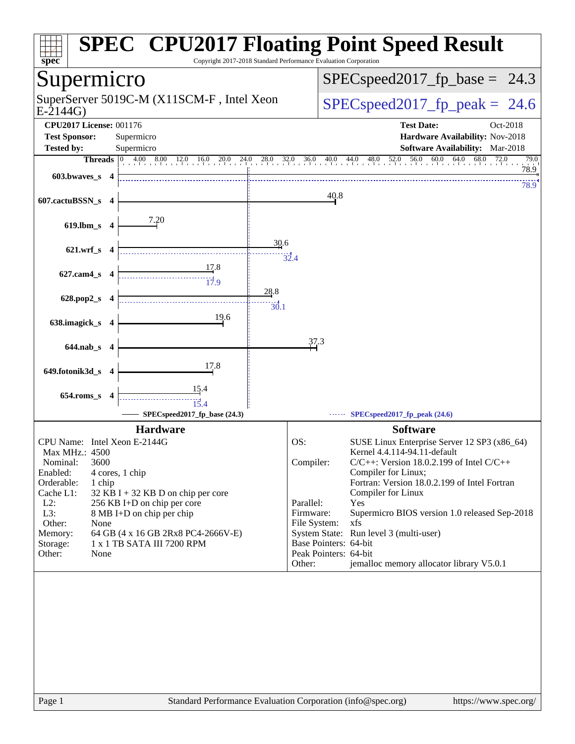# SPEC® CPU2017 Floating Point Speed Result

Copyright 2017-2018 Standard Performance Evaluation Corporation

## Supermicro

SuperServer 5019C-M (X11SCM-F , Intel Xeon E-2144G)

SPECspeed2017_fp_base = 24.3

SPECspeed2017_fp_peak = 24.6

**CPU2017 License:** 001176
**Test Sponsor:** Supermicro
**Tested by:** Supermicro
**Test Date:** Oct-2018
**Hardware Availability:** Nov-2018
**Software Availability:** Mar-2018

| Benchmark | Threads | Base | Peak |
|---|---|---|---|
| 603.bwaves_s | 4 | 78.9 | 78.9 |
| 607.cactuBSSN_s | 4 | 40.8 | |
| 619.lbm_s | 4 | 7.20 | |
| 621.wrf_s | 4 | 30.6 | 32.4 |
| 627.cam4_s | 4 | 17.8 | 17.9 |
| 628.pop2_s | 4 | 28.8 | 30.1 |
| 638.imagick_s | 4 | 19.6 | |
| 644.nab_s | 4 | 37.3 | |
| 649.fotonik3d_s | 4 | 17.8 | |
| 654.roms_s | 4 | 15.4 | 15.4 |

SPECspeed2017_fp_base (24.3) — SPECspeed2017_fp_peak (24.6)

### Hardware

| | |
|---|---|
| CPU Name: | Intel Xeon E-2144G |
| Max MHz.: | 4500 |
| Nominal: | 3600 |
| Enabled: | 4 cores, 1 chip |
| Orderable: | 1 chip |
| Cache L1: | 32 KB I + 32 KB D on chip per core |
| L2: | 256 KB I+D on chip per core |
| L3: | 8 MB I+D on chip per chip |
| Other: | None |
| Memory: | 64 GB (4 x 16 GB 2Rx8 PC4-2666V-E) |
| Storage: | 1 x 1 TB SATA III 7200 RPM |
| Other: | None |

### Software

| | |
|---|---|
| OS: | SUSE Linux Enterprise Server 12 SP3 (x86_64) Kernel 4.4.114-94.11-default |
| Compiler: | C/C++: Version 18.0.2.199 of Intel C/C++ Compiler for Linux; Fortran: Version 18.0.2.199 of Intel Fortran Compiler for Linux |
| Parallel: | Yes |
| Firmware: | Supermicro BIOS version 1.0 released Sep-2018 |
| File System: | xfs |
| System State: | Run level 3 (multi-user) |
| Base Pointers: | 64-bit |
| Peak Pointers: | 64-bit |
| Other: | jemalloc memory allocator library V5.0.1 |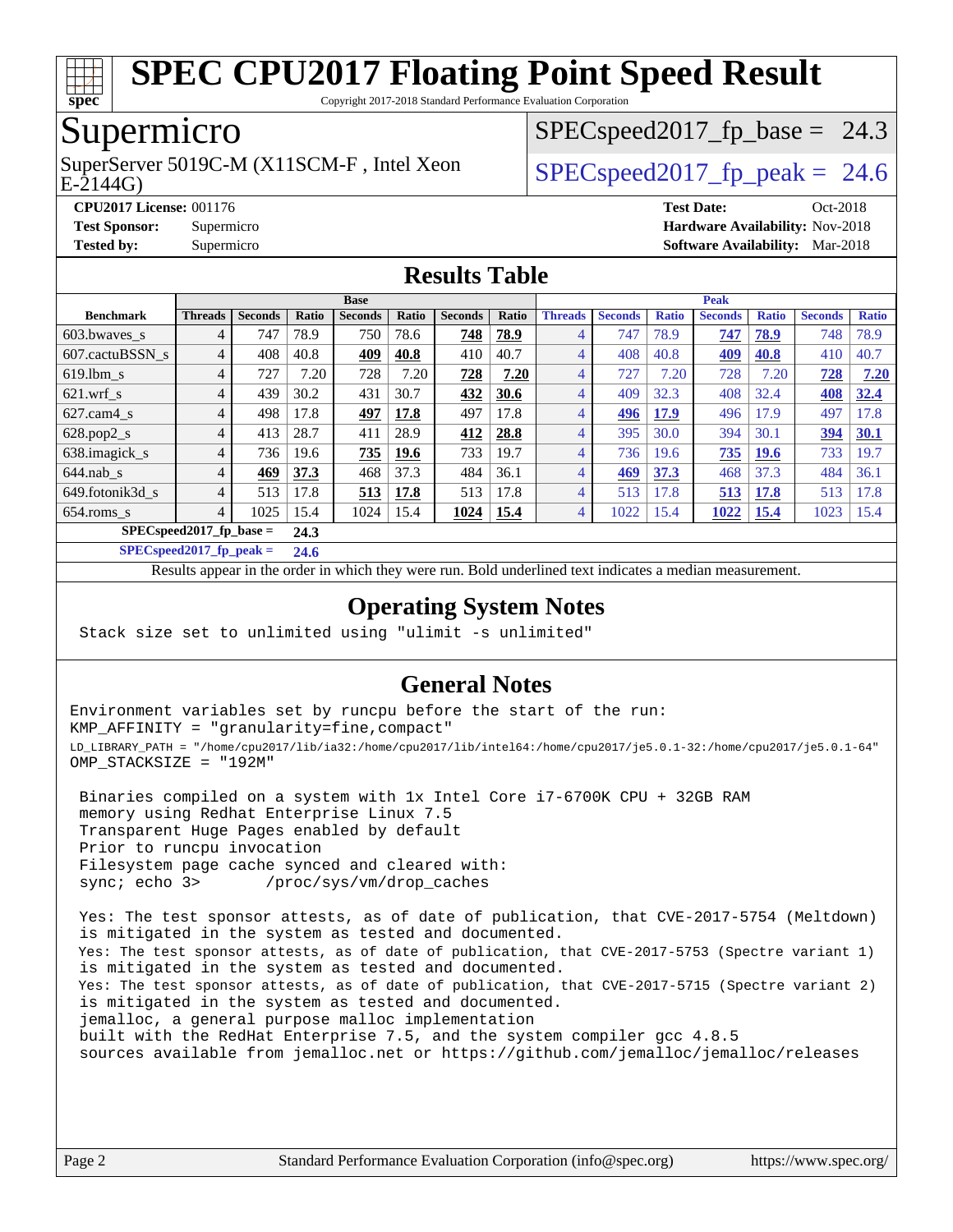# SPEC CPU2017 Floating Point Speed Result

Copyright 2017-2018 Standard Performance Evaluation Corporation

## Supermicro

SuperServer 5019C-M (X11SCM-F , Intel Xeon E-2144G)

SPECspeed2017_fp_base = 24.3

SPECspeed2017_fp_peak = 24.6

**CPU2017 License:** 001176
**Test Sponsor:** Supermicro
**Tested by:** Supermicro

**Test Date:** Oct-2018
**Hardware Availability:** Nov-2018
**Software Availability:** Mar-2018

## Results Table

| Benchmark | Base | | | | | | | Peak | | | | | | |
|---|---|---|---|---|---|---|---|---|---|---|---|---|---|---|
| | Threads | Seconds | Ratio | Seconds | Ratio | Seconds | Ratio | Threads | Seconds | Ratio | Seconds | Ratio | Seconds | Ratio |
| 603.bwaves_s | 4 | 747 | 78.9 | 750 | 78.6 | **748** | **78.9** | 4 | 747 | 78.9 | **747** | **78.9** | 748 | 78.9 |
| 607.cactuBSSN_s | 4 | 408 | 40.8 | **409** | **40.8** | 410 | 40.7 | 4 | 408 | 40.8 | **409** | **40.8** | 410 | 40.7 |
| 619.lbm_s | 4 | 727 | 7.20 | 728 | 7.20 | **728** | **7.20** | 4 | 727 | 7.20 | 728 | 7.20 | **728** | **7.20** |
| 621.wrf_s | 4 | 439 | 30.2 | 431 | 30.7 | **432** | **30.6** | 4 | 409 | 32.3 | 408 | 32.4 | **408** | **32.4** |
| 627.cam4_s | 4 | 498 | 17.8 | **497** | **17.8** | 497 | 17.8 | 4 | **496** | **17.9** | 496 | 17.9 | 497 | 17.8 |
| 628.pop2_s | 4 | 413 | 28.7 | 411 | 28.9 | **412** | **28.8** | 4 | 395 | 30.0 | 394 | 30.1 | **394** | **30.1** |
| 638.imagick_s | 4 | 736 | 19.6 | **735** | **19.6** | 733 | 19.7 | 4 | 736 | 19.6 | **735** | **19.6** | 733 | 19.7 |
| 644.nab_s | 4 | **469** | **37.3** | 468 | 37.3 | 484 | 36.1 | 4 | **469** | **37.3** | 468 | 37.3 | 484 | 36.1 |
| 649.fotonik3d_s | 4 | 513 | 17.8 | **513** | **17.8** | 513 | 17.8 | 4 | 513 | 17.8 | **513** | **17.8** | 513 | 17.8 |
| 654.roms_s | 4 | 1025 | 15.4 | 1024 | 15.4 | **1024** | **15.4** | 4 | 1022 | 15.4 | **1022** | **15.4** | 1023 | 15.4 |

**SPECspeed2017_fp_base = 24.3**

**SPECspeed2017_fp_peak = 24.6**

Results appear in the order in which they were run. Bold underlined text indicates a median measurement.

## Operating System Notes

```
Stack size set to unlimited using "ulimit -s unlimited"
```

## General Notes

```
Environment variables set by runcpu before the start of the run:
KMP_AFFINITY = "granularity=fine,compact"
LD_LIBRARY_PATH = "/home/cpu2017/lib/ia32:/home/cpu2017/lib/intel64:/home/cpu2017/je5.0.1-32:/home/cpu2017/je5.0.1-64"
OMP_STACKSIZE = "192M"

 Binaries compiled on a system with 1x Intel Core i7-6700K CPU + 32GB RAM
 memory using Redhat Enterprise Linux 7.5
 Transparent Huge Pages enabled by default
 Prior to runcpu invocation
 Filesystem page cache synced and cleared with:
 sync; echo 3>       /proc/sys/vm/drop_caches

 Yes: The test sponsor attests, as of date of publication, that CVE-2017-5754 (Meltdown)
 is mitigated in the system as tested and documented.
 Yes: The test sponsor attests, as of date of publication, that CVE-2017-5753 (Spectre variant 1)
 is mitigated in the system as tested and documented.
 Yes: The test sponsor attests, as of date of publication, that CVE-2017-5715 (Spectre variant 2)
 is mitigated in the system as tested and documented.
 jemalloc, a general purpose malloc implementation
 built with the RedHat Enterprise 7.5, and the system compiler gcc 4.8.5
 sources available from jemalloc.net or https://github.com/jemalloc/jemalloc/releases
```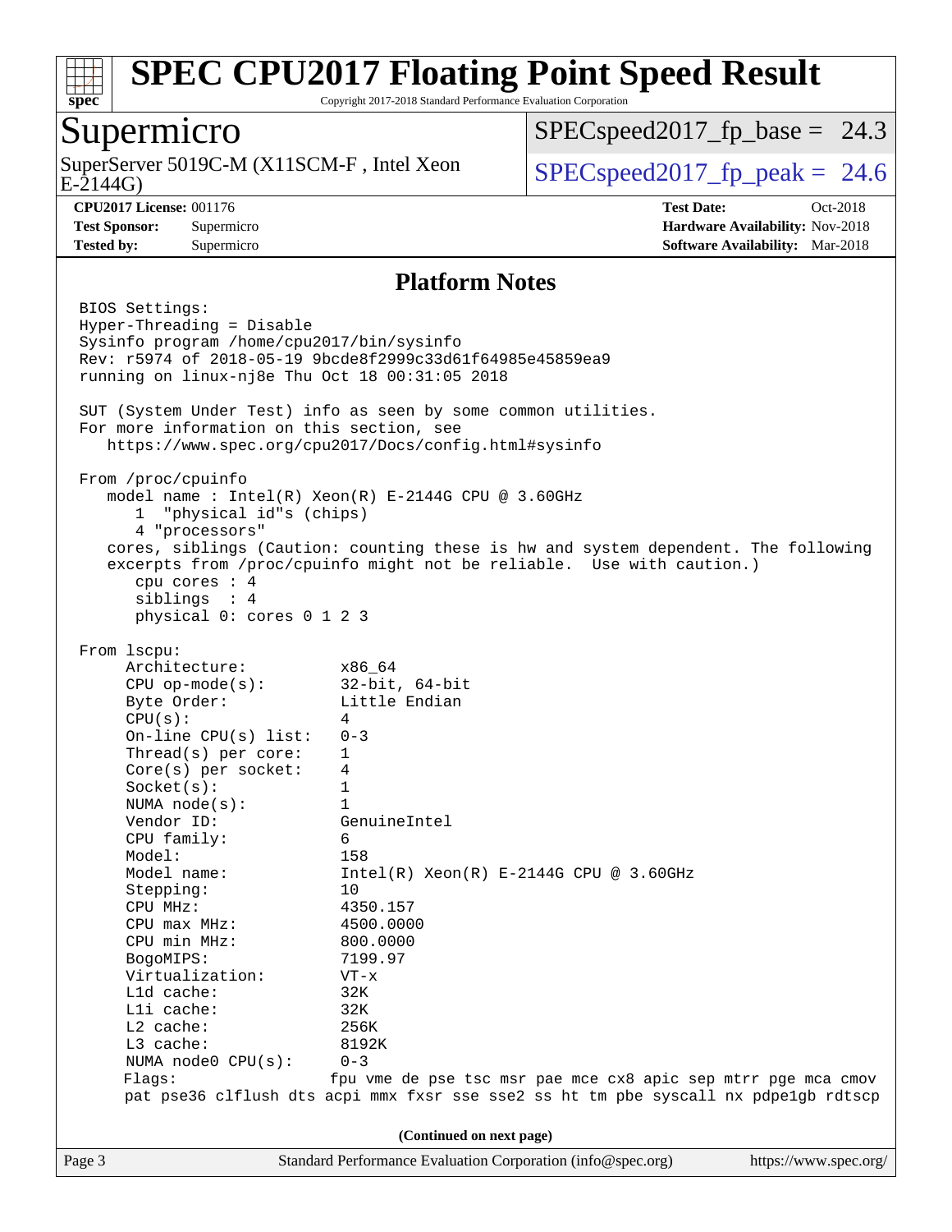# SPEC CPU2017 Floating Point Speed Result

Copyright 2017-2018 Standard Performance Evaluation Corporation

## Supermicro

SuperServer 5019C-M (X11SCM-F , Intel Xeon E-2144G)

SPECspeed2017_fp_base = 24.3

SPECspeed2017_fp_peak = 24.6

**CPU2017 License:** 001176
**Test Sponsor:** Supermicro
**Tested by:** Supermicro

**Test Date:** Oct-2018
**Hardware Availability:** Nov-2018
**Software Availability:** Mar-2018

### Platform Notes

```
BIOS Settings:
Hyper-Threading = Disable
Sysinfo program /home/cpu2017/bin/sysinfo
Rev: r5974 of 2018-05-19 9bcde8f2999c33d61f64985e45859ea9
running on linux-nj8e Thu Oct 18 00:31:05 2018

SUT (System Under Test) info as seen by some common utilities.
For more information on this section, see
   https://www.spec.org/cpu2017/Docs/config.html#sysinfo

From /proc/cpuinfo
   model name : Intel(R) Xeon(R) E-2144G CPU @ 3.60GHz
      1  "physical id"s (chips)
      4 "processors"
   cores, siblings (Caution: counting these is hw and system dependent. The following
   excerpts from /proc/cpuinfo might not be reliable.  Use with caution.)
      cpu cores : 4
      siblings  : 4
      physical 0: cores 0 1 2 3

From lscpu:
     Architecture:          x86_64
     CPU op-mode(s):        32-bit, 64-bit
     Byte Order:            Little Endian
     CPU(s):                4
     On-line CPU(s) list:   0-3
     Thread(s) per core:    1
     Core(s) per socket:    4
     Socket(s):             1
     NUMA node(s):          1
     Vendor ID:             GenuineIntel
     CPU family:            6
     Model:                 158
     Model name:            Intel(R) Xeon(R) E-2144G CPU @ 3.60GHz
     Stepping:              10
     CPU MHz:               4350.157
     CPU max MHz:           4500.0000
     CPU min MHz:           800.0000
     BogoMIPS:              7199.97
     Virtualization:        VT-x
     L1d cache:             32K
     L1i cache:             32K
     L2 cache:              256K
     L3 cache:              8192K
     NUMA node0 CPU(s):     0-3
     Flags:                fpu vme de pse tsc msr pae mce cx8 apic sep mtrr pge mca cmov
     pat pse36 clflush dts acpi mmx fxsr sse sse2 ss ht tm pbe syscall nx pdpe1gb rdtscp
```

**(Continued on next page)**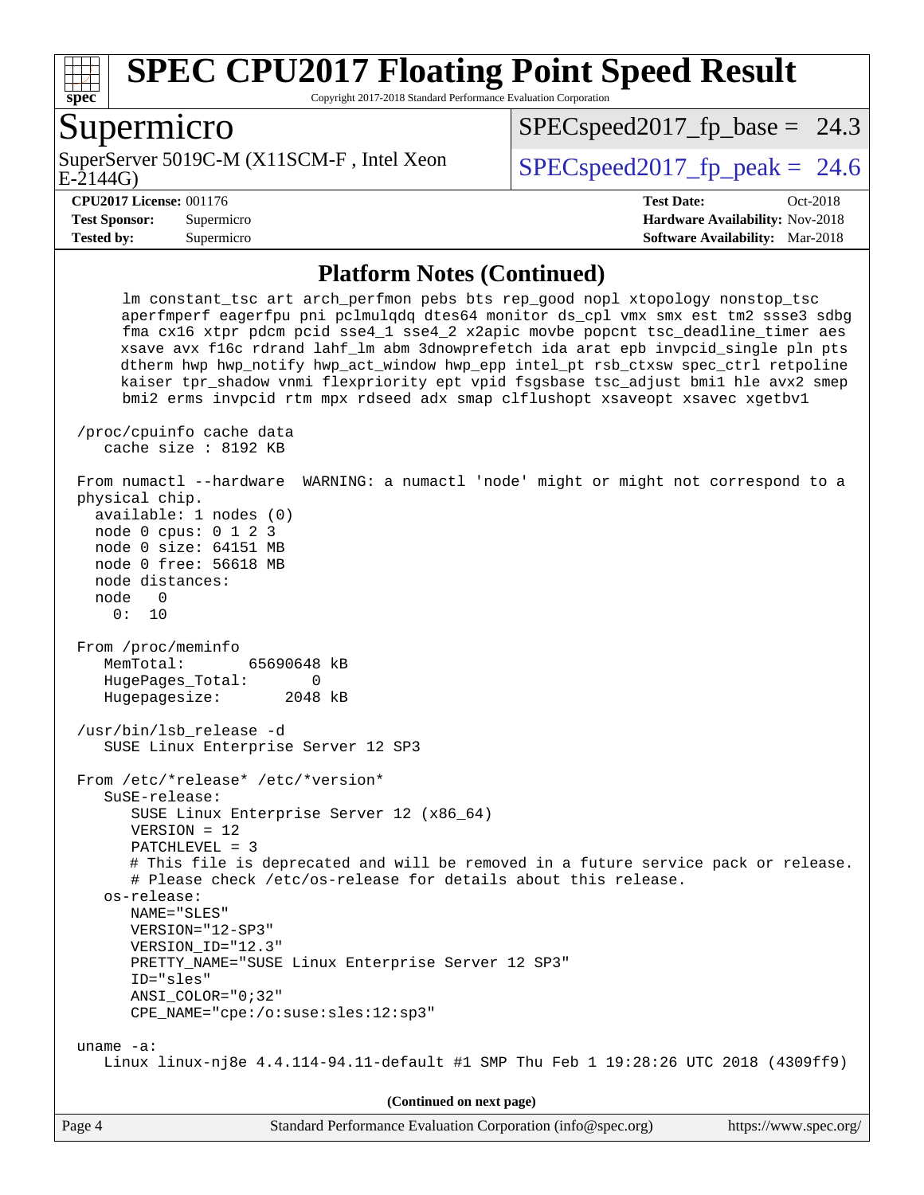# SPEC CPU2017 Floating Point Speed Result

Copyright 2017-2018 Standard Performance Evaluation Corporation

## Supermicro

SuperServer 5019C-M (X11SCM-F , Intel Xeon E-2144G)

SPECspeed2017_fp_base = 24.3

SPECspeed2017_fp_peak = 24.6

**CPU2017 License:** 001176
**Test Sponsor:** Supermicro
**Tested by:** Supermicro

**Test Date:** Oct-2018
**Hardware Availability:** Nov-2018
**Software Availability:** Mar-2018

## Platform Notes (Continued)

```
     lm constant_tsc art arch_perfmon pebs bts rep_good nopl xtopology nonstop_tsc
     aperfmperf eagerfpu pni pclmulqdq dtes64 monitor ds_cpl vmx smx est tm2 ssse3 sdbg
     fma cx16 xtpr pdcm pcid sse4_1 sse4_2 x2apic movbe popcnt tsc_deadline_timer aes
     xsave avx f16c rdrand lahf_lm abm 3dnowprefetch ida arat epb invpcid_single pln pts
     dtherm hwp hwp_notify hwp_act_window hwp_epp intel_pt rsb_ctxsw spec_ctrl retpoline
     kaiser tpr_shadow vnmi flexpriority ept vpid fsgsbase tsc_adjust bmi1 hle avx2 smep
     bmi2 erms invpcid rtm mpx rdseed adx smap clflushopt xsaveopt xsavec xgetbv1

 /proc/cpuinfo cache data
    cache size : 8192 KB

 From numactl --hardware  WARNING: a numactl 'node' might or might not correspond to a
 physical chip.
   available: 1 nodes (0)
   node 0 cpus: 0 1 2 3
   node 0 size: 64151 MB
   node 0 free: 56618 MB
   node distances:
   node   0
     0:  10

 From /proc/meminfo
    MemTotal:       65690648 kB
    HugePages_Total:       0
    Hugepagesize:       2048 kB

 /usr/bin/lsb_release -d
    SUSE Linux Enterprise Server 12 SP3

 From /etc/*release* /etc/*version*
    SuSE-release:
       SUSE Linux Enterprise Server 12 (x86_64)
       VERSION = 12
       PATCHLEVEL = 3
       # This file is deprecated and will be removed in a future service pack or release.
       # Please check /etc/os-release for details about this release.
    os-release:
       NAME="SLES"
       VERSION="12-SP3"
       VERSION_ID="12.3"
       PRETTY_NAME="SUSE Linux Enterprise Server 12 SP3"
       ID="sles"
       ANSI_COLOR="0;32"
       CPE_NAME="cpe:/o:suse:sles:12:sp3"

 uname -a:
    Linux linux-nj8e 4.4.114-94.11-default #1 SMP Thu Feb 1 19:28:26 UTC 2018 (4309ff9)
```

(Continued on next page)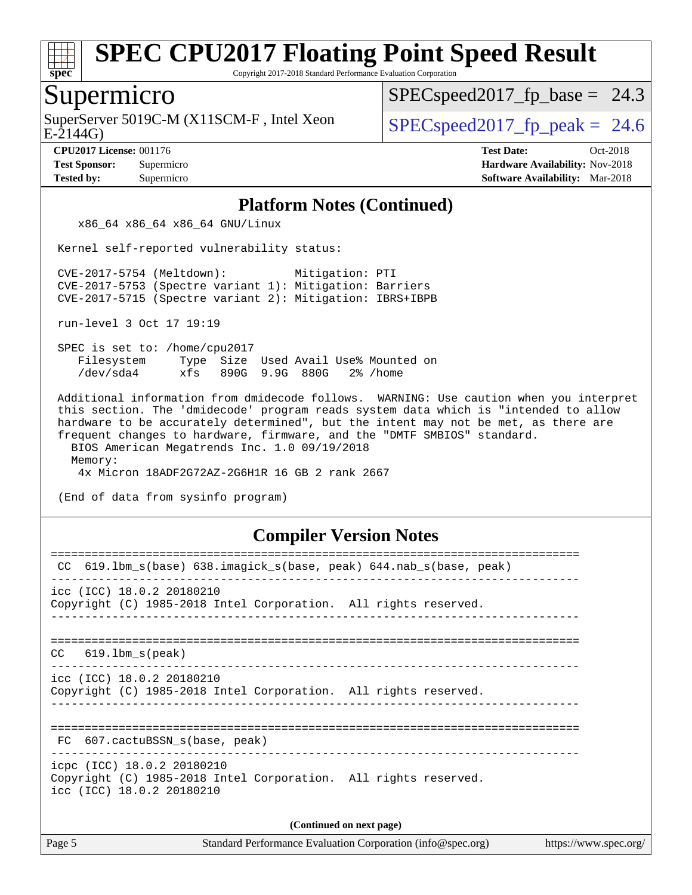# SPEC CPU2017 Floating Point Speed Result

Copyright 2017-2018 Standard Performance Evaluation Corporation

## Supermicro

SuperServer 5019C-M (X11SCM-F , Intel Xeon E-2144G)

SPECspeed2017_fp_base = 24.3

SPECspeed2017_fp_peak = 24.6

**CPU2017 License:** 001176
**Test Sponsor:** Supermicro
**Tested by:** Supermicro

**Test Date:** Oct-2018
**Hardware Availability:** Nov-2018
**Software Availability:** Mar-2018

### Platform Notes (Continued)

```
    x86_64 x86_64 x86_64 GNU/Linux

 Kernel self-reported vulnerability status:

 CVE-2017-5754 (Meltdown):          Mitigation: PTI
 CVE-2017-5753 (Spectre variant 1): Mitigation: Barriers
 CVE-2017-5715 (Spectre variant 2): Mitigation: IBRS+IBPB

 run-level 3 Oct 17 19:19

 SPEC is set to: /home/cpu2017
    Filesystem     Type  Size  Used Avail Use% Mounted on
    /dev/sda4      xfs   890G  9.9G  880G   2% /home

 Additional information from dmidecode follows.  WARNING: Use caution when you interpret
 this section. The 'dmidecode' program reads system data which is "intended to allow
 hardware to be accurately determined", but the intent may not be met, as there are
 frequent changes to hardware, firmware, and the "DMTF SMBIOS" standard.
   BIOS American Megatrends Inc. 1.0 09/19/2018
   Memory:
    4x Micron 18ADF2G72AZ-2G6H1R 16 GB 2 rank 2667

 (End of data from sysinfo program)
```

### Compiler Version Notes

```
==============================================================================
 CC  619.lbm_s(base) 638.imagick_s(base, peak) 644.nab_s(base, peak)
------------------------------------------------------------------------------
icc (ICC) 18.0.2 20180210
Copyright (C) 1985-2018 Intel Corporation.  All rights reserved.
------------------------------------------------------------------------------

==============================================================================
CC   619.lbm_s(peak)
------------------------------------------------------------------------------
icc (ICC) 18.0.2 20180210
Copyright (C) 1985-2018 Intel Corporation.  All rights reserved.
------------------------------------------------------------------------------

==============================================================================
 FC  607.cactuBSSN_s(base, peak)
------------------------------------------------------------------------------
icpc (ICC) 18.0.2 20180210
Copyright (C) 1985-2018 Intel Corporation.  All rights reserved.
icc (ICC) 18.0.2 20180210
```

(Continued on next page)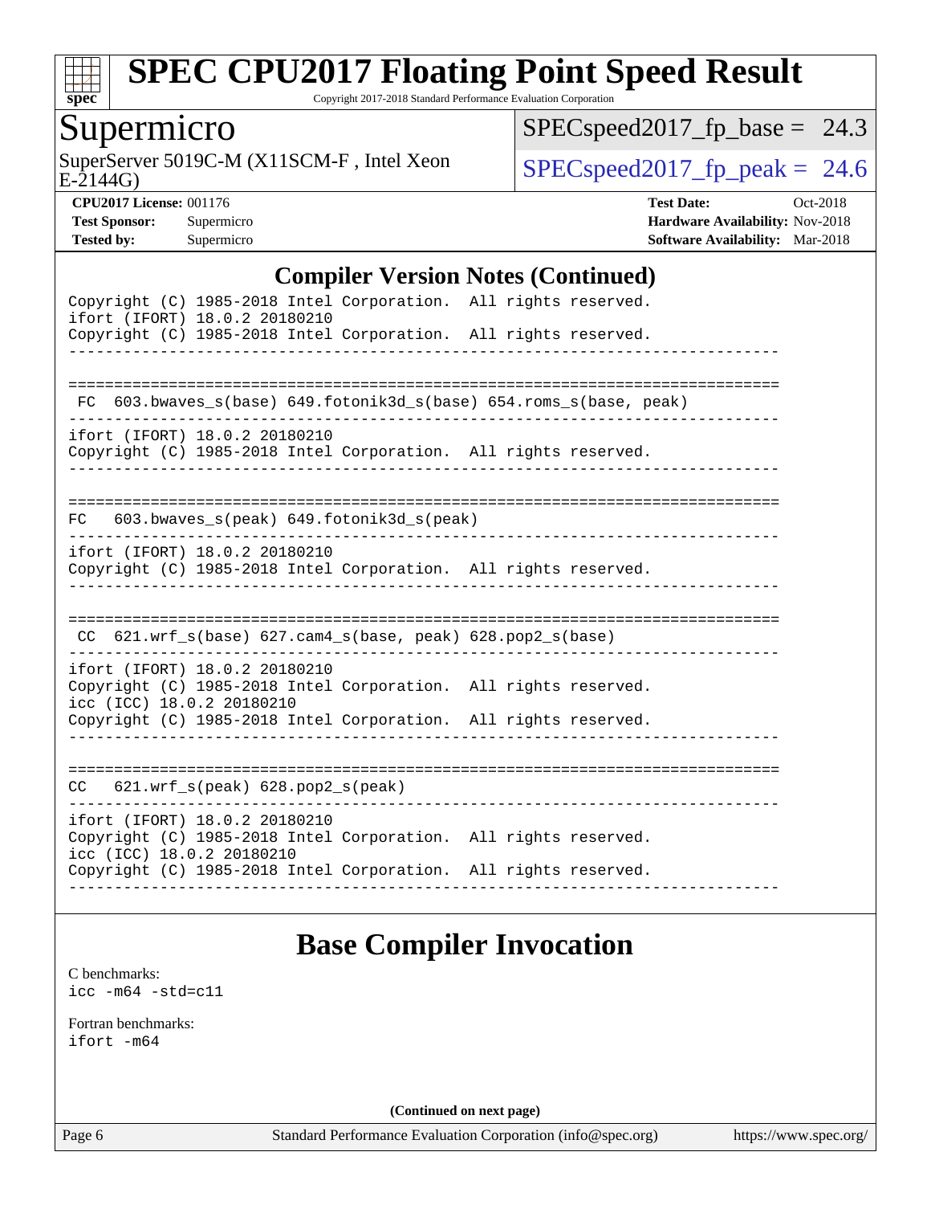## Compiler Version Notes (Continued)

```
Copyright (C) 1985-2018 Intel Corporation.  All rights reserved.
ifort (IFORT) 18.0.2 20180210
Copyright (C) 1985-2018 Intel Corporation.  All rights reserved.
------------------------------------------------------------------------------

==============================================================================
 FC  603.bwaves_s(base) 649.fotonik3d_s(base) 654.roms_s(base, peak)
------------------------------------------------------------------------------
ifort (IFORT) 18.0.2 20180210
Copyright (C) 1985-2018 Intel Corporation.  All rights reserved.
------------------------------------------------------------------------------

==============================================================================
FC   603.bwaves_s(peak) 649.fotonik3d_s(peak)
------------------------------------------------------------------------------
ifort (IFORT) 18.0.2 20180210
Copyright (C) 1985-2018 Intel Corporation.  All rights reserved.
------------------------------------------------------------------------------

==============================================================================
 CC  621.wrf_s(base) 627.cam4_s(base, peak) 628.pop2_s(base)
------------------------------------------------------------------------------
ifort (IFORT) 18.0.2 20180210
Copyright (C) 1985-2018 Intel Corporation.  All rights reserved.
icc (ICC) 18.0.2 20180210
Copyright (C) 1985-2018 Intel Corporation.  All rights reserved.
------------------------------------------------------------------------------

==============================================================================
CC   621.wrf_s(peak) 628.pop2_s(peak)
------------------------------------------------------------------------------
ifort (IFORT) 18.0.2 20180210
Copyright (C) 1985-2018 Intel Corporation.  All rights reserved.
icc (ICC) 18.0.2 20180210
Copyright (C) 1985-2018 Intel Corporation.  All rights reserved.
------------------------------------------------------------------------------
```

## Base Compiler Invocation

C benchmarks:
`icc -m64 -std=c11`

Fortran benchmarks:
`ifort -m64`

**(Continued on next page)**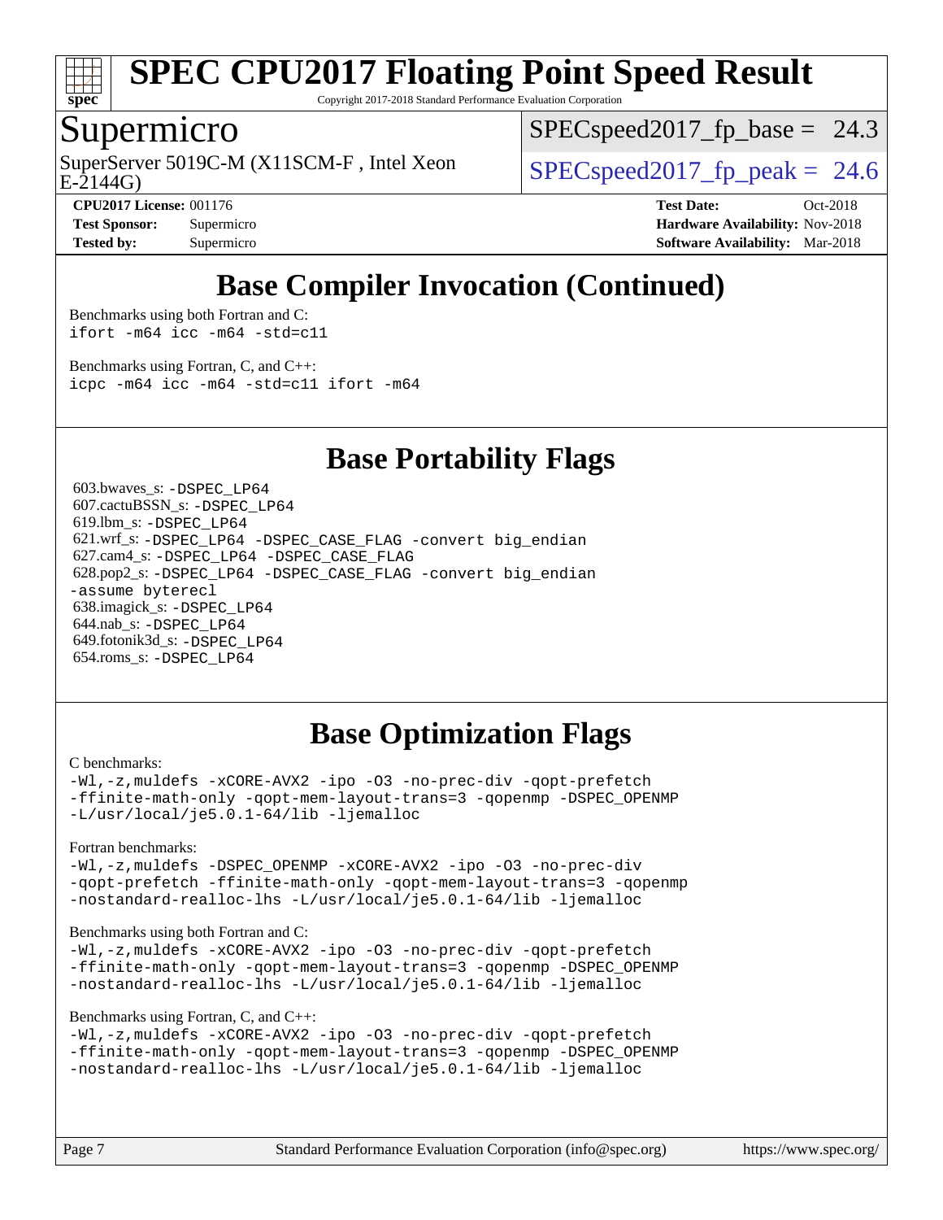# SPEC CPU2017 Floating Point Speed Result

Copyright 2017-2018 Standard Performance Evaluation Corporation

## Supermicro

SuperServer 5019C-M (X11SCM-F , Intel Xeon E-2144G)

SPECspeed2017_fp_base = 24.3

SPECspeed2017_fp_peak = 24.6

**CPU2017 License:** 001176
**Test Sponsor:** Supermicro
**Tested by:** Supermicro

**Test Date:** Oct-2018
**Hardware Availability:** Nov-2018
**Software Availability:** Mar-2018

## Base Compiler Invocation (Continued)

Benchmarks using both Fortran and C:
```
ifort -m64 icc -m64 -std=c11
```

Benchmarks using Fortran, C, and C++:
```
icpc -m64 icc -m64 -std=c11 ifort -m64
```

## Base Portability Flags

603.bwaves_s: `-DSPEC_LP64`
607.cactuBSSN_s: `-DSPEC_LP64`
619.lbm_s: `-DSPEC_LP64`
621.wrf_s: `-DSPEC_LP64 -DSPEC_CASE_FLAG -convert big_endian`
627.cam4_s: `-DSPEC_LP64 -DSPEC_CASE_FLAG`
628.pop2_s: `-DSPEC_LP64 -DSPEC_CASE_FLAG -convert big_endian -assume byterecl`
638.imagick_s: `-DSPEC_LP64`
644.nab_s: `-DSPEC_LP64`
649.fotonik3d_s: `-DSPEC_LP64`
654.roms_s: `-DSPEC_LP64`

## Base Optimization Flags

C benchmarks:
```
-Wl,-z,muldefs -xCORE-AVX2 -ipo -O3 -no-prec-div -qopt-prefetch
-ffinite-math-only -qopt-mem-layout-trans=3 -qopenmp -DSPEC_OPENMP
-L/usr/local/je5.0.1-64/lib -ljemalloc
```

Fortran benchmarks:
```
-Wl,-z,muldefs -DSPEC_OPENMP -xCORE-AVX2 -ipo -O3 -no-prec-div
-qopt-prefetch -ffinite-math-only -qopt-mem-layout-trans=3 -qopenmp
-nostandard-realloc-lhs -L/usr/local/je5.0.1-64/lib -ljemalloc
```

Benchmarks using both Fortran and C:
```
-Wl,-z,muldefs -xCORE-AVX2 -ipo -O3 -no-prec-div -qopt-prefetch
-ffinite-math-only -qopt-mem-layout-trans=3 -qopenmp -DSPEC_OPENMP
-nostandard-realloc-lhs -L/usr/local/je5.0.1-64/lib -ljemalloc
```

Benchmarks using Fortran, C, and C++:
```
-Wl,-z,muldefs -xCORE-AVX2 -ipo -O3 -no-prec-div -qopt-prefetch
-ffinite-math-only -qopt-mem-layout-trans=3 -qopenmp -DSPEC_OPENMP
-nostandard-realloc-lhs -L/usr/local/je5.0.1-64/lib -ljemalloc
```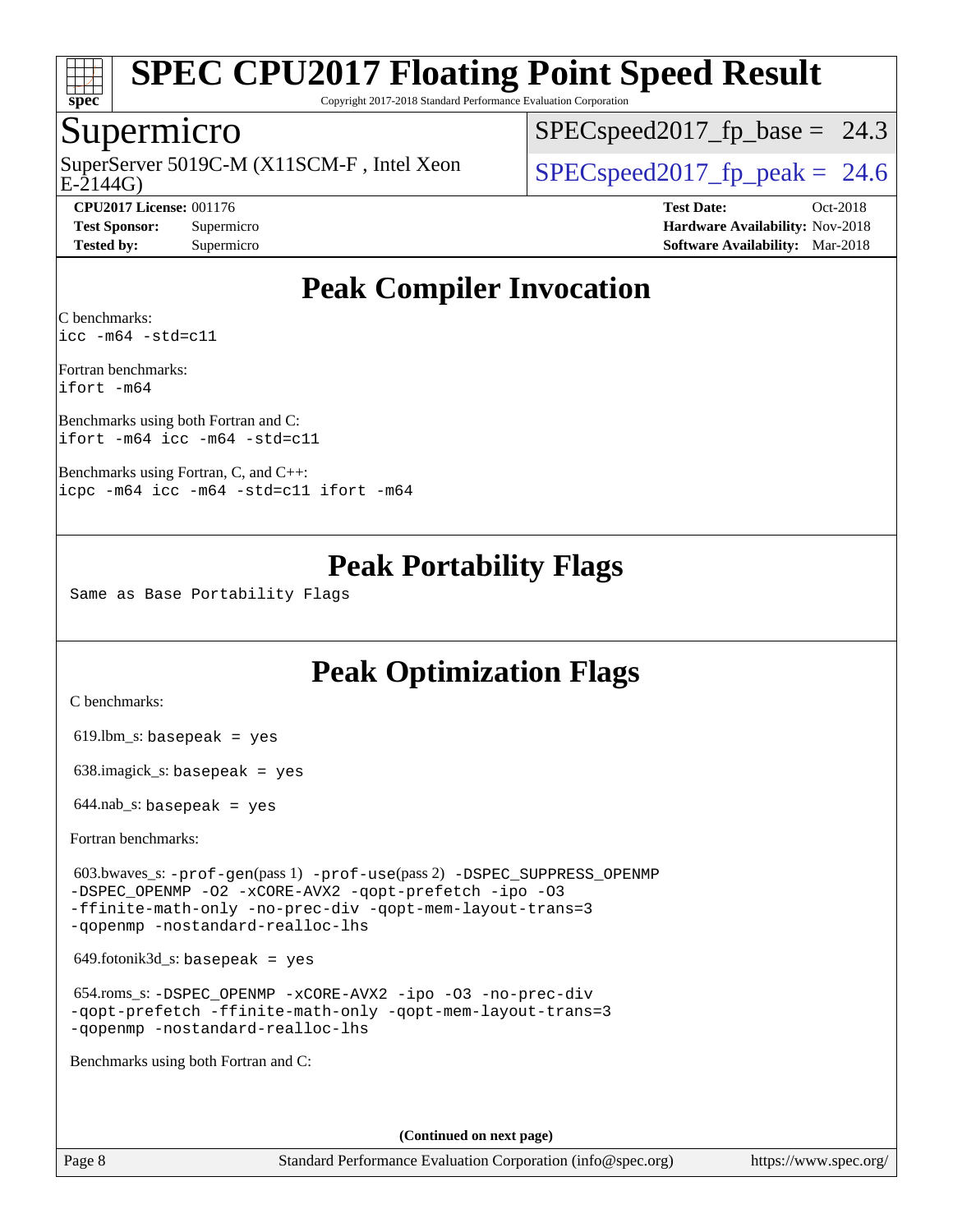# SPEC CPU2017 Floating Point Speed Result

Copyright 2017-2018 Standard Performance Evaluation Corporation

## Supermicro

SuperServer 5019C-M (X11SCM-F , Intel Xeon E-2144G)

SPECspeed2017_fp_base = 24.3

SPECspeed2017_fp_peak = 24.6

**CPU2017 License:** 001176
**Test Sponsor:** Supermicro
**Tested by:** Supermicro

**Test Date:** Oct-2018
**Hardware Availability:** Nov-2018
**Software Availability:** Mar-2018

## Peak Compiler Invocation

C benchmarks:
```
icc -m64 -std=c11
```

Fortran benchmarks:
```
ifort -m64
```

Benchmarks using both Fortran and C:
```
ifort -m64 icc -m64 -std=c11
```

Benchmarks using Fortran, C, and C++:
```
icpc -m64 icc -m64 -std=c11 ifort -m64
```

## Peak Portability Flags

Same as Base Portability Flags

## Peak Optimization Flags

C benchmarks:

619.lbm_s: `basepeak = yes`

638.imagick_s: `basepeak = yes`

644.nab_s: `basepeak = yes`

Fortran benchmarks:

603.bwaves_s: `-prof-gen`(pass 1) `-prof-use`(pass 2) `-DSPEC_SUPPRESS_OPENMP -DSPEC_OPENMP -O2 -xCORE-AVX2 -qopt-prefetch -ipo -O3 -ffinite-math-only -no-prec-div -qopt-mem-layout-trans=3 -qopenmp -nostandard-realloc-lhs`

649.fotonik3d_s: `basepeak = yes`

654.roms_s: `-DSPEC_OPENMP -xCORE-AVX2 -ipo -O3 -no-prec-div -qopt-prefetch -ffinite-math-only -qopt-mem-layout-trans=3 -qopenmp -nostandard-realloc-lhs`

Benchmarks using both Fortran and C:

**(Continued on next page)**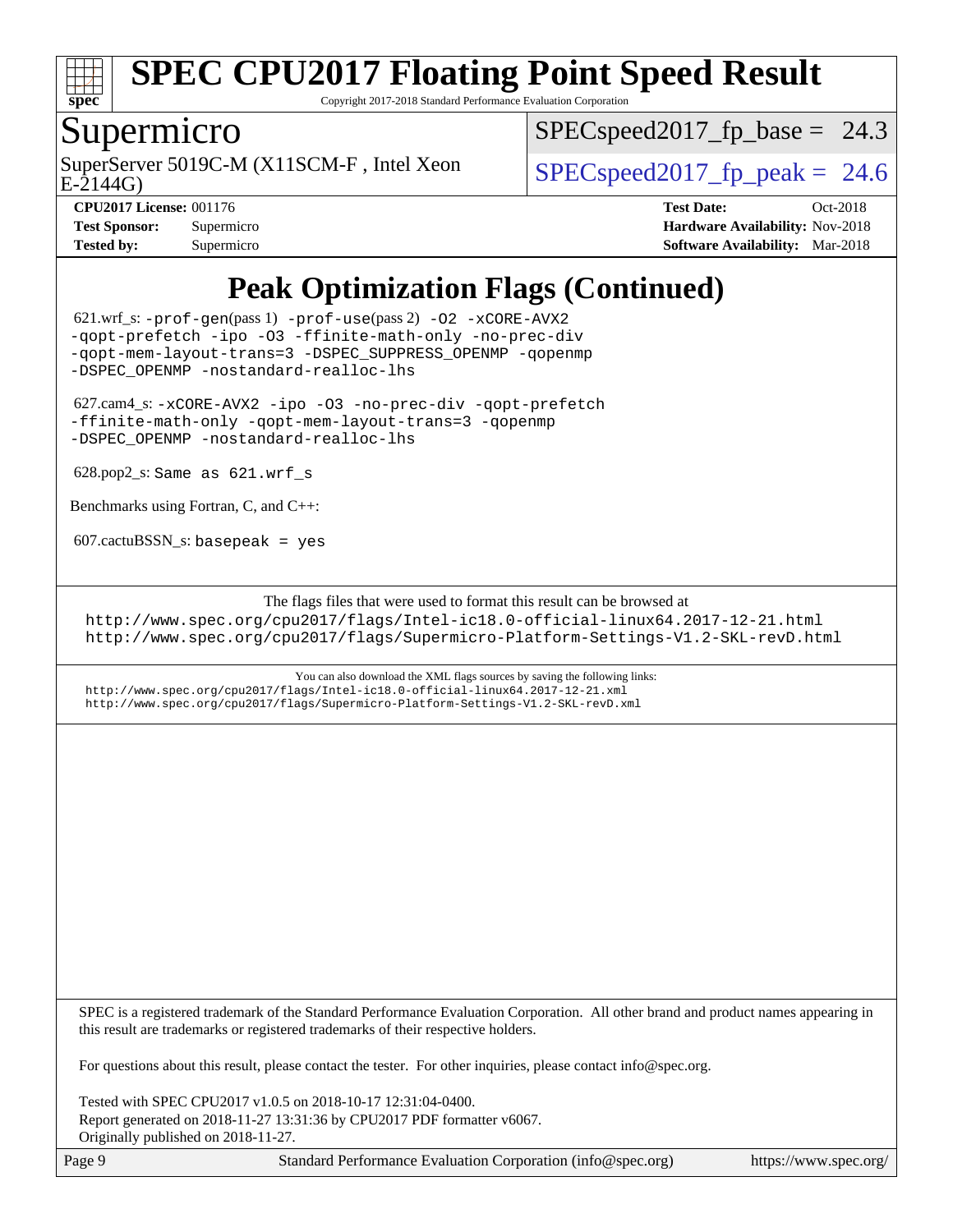# Peak Optimization Flags (Continued)

621.wrf_s: -prof-gen(pass 1) -prof-use(pass 2) -O2 -xCORE-AVX2 -qopt-prefetch -ipo -O3 -ffinite-math-only -no-prec-div -qopt-mem-layout-trans=3 -DSPEC_SUPPRESS_OPENMP -qopenmp -DSPEC_OPENMP -nostandard-realloc-lhs

627.cam4_s: -xCORE-AVX2 -ipo -O3 -no-prec-div -qopt-prefetch -ffinite-math-only -qopt-mem-layout-trans=3 -qopenmp -DSPEC_OPENMP -nostandard-realloc-lhs

628.pop2_s: Same as 621.wrf_s

Benchmarks using Fortran, C, and C++:

607.cactuBSSN_s: basepeak = yes

The flags files that were used to format this result can be browsed at
http://www.spec.org/cpu2017/flags/Intel-ic18.0-official-linux64.2017-12-21.html
http://www.spec.org/cpu2017/flags/Supermicro-Platform-Settings-V1.2-SKL-revD.html

You can also download the XML flags sources by saving the following links:
http://www.spec.org/cpu2017/flags/Intel-ic18.0-official-linux64.2017-12-21.xml
http://www.spec.org/cpu2017/flags/Supermicro-Platform-Settings-V1.2-SKL-revD.xml

SPEC is a registered trademark of the Standard Performance Evaluation Corporation. All other brand and product names appearing in this result are trademarks or registered trademarks of their respective holders.

For questions about this result, please contact the tester. For other inquiries, please contact info@spec.org.

Tested with SPEC CPU2017 v1.0.5 on 2018-10-17 12:31:04-0400.
Report generated on 2018-11-27 13:31:36 by CPU2017 PDF formatter v6067.
Originally published on 2018-11-27.